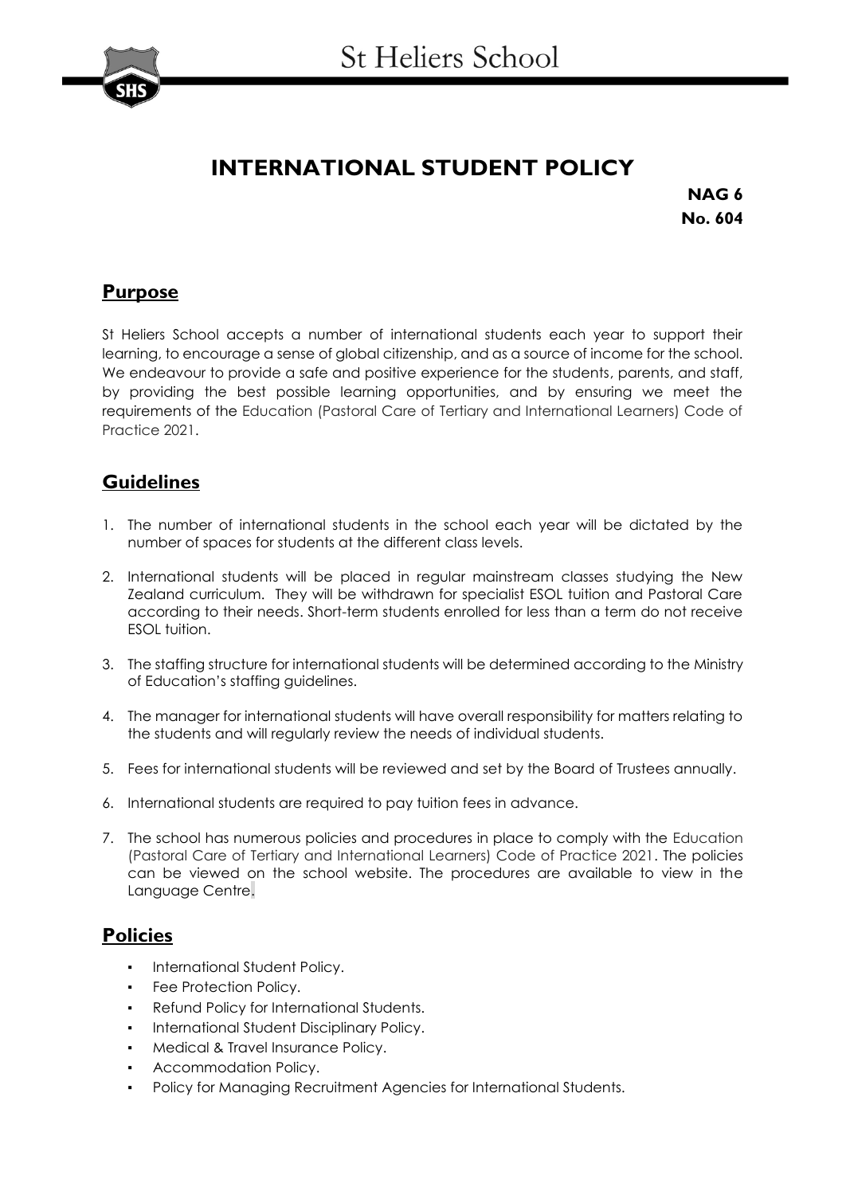St Heliers School

# INTERNATIONAL STUDENT POLICY

**NAG 6**
**No. 604**

## Purpose

St Heliers School accepts a number of international students each year to support their learning, to encourage a sense of global citizenship, and as a source of income for the school. We endeavour to provide a safe and positive experience for the students, parents, and staff, by providing the best possible learning opportunities, and by ensuring we meet the requirements of the Education (Pastoral Care of Tertiary and International Learners) Code of Practice 2021.

## Guidelines

1. The number of international students in the school each year will be dictated by the number of spaces for students at the different class levels.
2. International students will be placed in regular mainstream classes studying the New Zealand curriculum. They will be withdrawn for specialist ESOL tuition and Pastoral Care according to their needs. Short-term students enrolled for less than a term do not receive ESOL tuition.
3. The staffing structure for international students will be determined according to the Ministry of Education's staffing guidelines.
4. The manager for international students will have overall responsibility for matters relating to the students and will regularly review the needs of individual students.
5. Fees for international students will be reviewed and set by the Board of Trustees annually.
6. International students are required to pay tuition fees in advance.
7. The school has numerous policies and procedures in place to comply with the Education (Pastoral Care of Tertiary and International Learners) Code of Practice 2021. The policies can be viewed on the school website. The procedures are available to view in the Language Centre.

## Policies

- International Student Policy.
- Fee Protection Policy.
- Refund Policy for International Students.
- International Student Disciplinary Policy.
- Medical & Travel Insurance Policy.
- Accommodation Policy.
- Policy for Managing Recruitment Agencies for International Students.